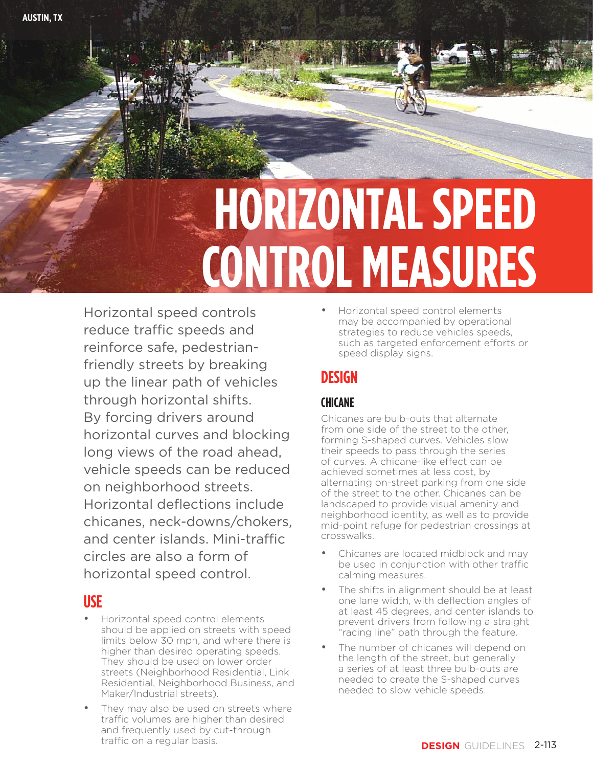# HORIZONTAL SPEED CONTROL MEASURES

Horizontal speed controls reduce traffic speeds and reinforce safe, pedestrian-friendly streets by breaking up the linear path of vehicles through horizontal shifts. By forcing drivers around horizontal curves and blocking long views of the road ahead, vehicle speeds can be reduced on neighborhood streets. Horizontal deflections include chicanes, neck-downs/chokers, and center islands. Mini-traffic circles are also a form of horizontal speed control.

## USE

- Horizontal speed control elements should be applied on streets with speed limits below 30 mph, and where there is higher than desired operating speeds. They should be used on lower order streets (Neighborhood Residential, Link Residential, Neighborhood Business, and Maker/Industrial streets).
- They may also be used on streets where traffic volumes are higher than desired and frequently used by cut-through traffic on a regular basis.
- Horizontal speed control elements may be accompanied by operational strategies to reduce vehicles speeds, such as targeted enforcement efforts or speed display signs.

## DESIGN

### CHICANE

Chicanes are bulb-outs that alternate from one side of the street to the other, forming S-shaped curves. Vehicles slow their speeds to pass through the series of curves. A chicane-like effect can be achieved sometimes at less cost, by alternating on-street parking from one side of the street to the other. Chicanes can be landscaped to provide visual amenity and neighborhood identity, as well as to provide mid-point refuge for pedestrian crossings at crosswalks.

- Chicanes are located midblock and may be used in conjunction with other traffic calming measures.
- The shifts in alignment should be at least one lane width, with deflection angles of at least 45 degrees, and center islands to prevent drivers from following a straight "racing line" path through the feature.
- The number of chicanes will depend on the length of the street, but generally a series of at least three bulb-outs are needed to create the S-shaped curves needed to slow vehicle speeds.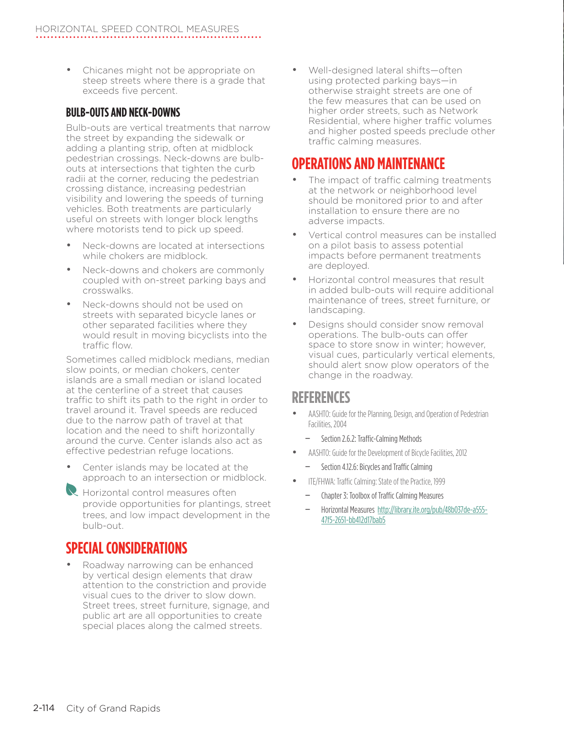- Chicanes might not be appropriate on steep streets where there is a grade that exceeds five percent.

### BULB-OUTS AND NECK-DOWNS

Bulb-outs are vertical treatments that narrow the street by expanding the sidewalk or adding a planting strip, often at midblock pedestrian crossings. Neck-downs are bulb-outs at intersections that tighten the curb radii at the corner, reducing the pedestrian crossing distance, increasing pedestrian visibility and lowering the speeds of turning vehicles. Both treatments are particularly useful on streets with longer block lengths where motorists tend to pick up speed.

- Neck-downs are located at intersections while chokers are midblock.
- Neck-downs and chokers are commonly coupled with on-street parking bays and crosswalks.
- Neck-downs should not be used on streets with separated bicycle lanes or other separated facilities where they would result in moving bicyclists into the traffic flow.

Sometimes called midblock medians, median slow points, or median chokers, center islands are a small median or island located at the centerline of a street that causes traffic to shift its path to the right in order to travel around it. Travel speeds are reduced due to the narrow path of travel at that location and the need to shift horizontally around the curve. Center islands also act as effective pedestrian refuge locations.

- Center islands may be located at the approach to an intersection or midblock.
- Horizontal control measures often provide opportunities for plantings, street trees, and low impact development in the bulb-out.

## SPECIAL CONSIDERATIONS

- Roadway narrowing can be enhanced by vertical design elements that draw attention to the constriction and provide visual cues to the driver to slow down. Street trees, street furniture, signage, and public art are all opportunities to create special places along the calmed streets.
- Well-designed lateral shifts—often using protected parking bays—in otherwise straight streets are one of the few measures that can be used on higher order streets, such as Network Residential, where higher traffic volumes and higher posted speeds preclude other traffic calming measures.

## OPERATIONS AND MAINTENANCE

- The impact of traffic calming treatments at the network or neighborhood level should be monitored prior to and after installation to ensure there are no adverse impacts.
- Vertical control measures can be installed on a pilot basis to assess potential impacts before permanent treatments are deployed.
- Horizontal control measures that result in added bulb-outs will require additional maintenance of trees, street furniture, or landscaping.
- Designs should consider snow removal operations. The bulb-outs can offer space to store snow in winter; however, visual cues, particularly vertical elements, should alert snow plow operators of the change in the roadway.

## REFERENCES

- AASHTO: Guide for the Planning, Design, and Operation of Pedestrian Facilities, 2004
  - Section 2.6.2: Traffic-Calming Methods
- AASHTO: Guide for the Development of Bicycle Facilities, 2012
  - Section 4.12.6: Bicycles and Traffic Calming
- ITE/FHWA: Traffic Calming: State of the Practice, 1999
  - Chapter 3: Toolbox of Traffic Calming Measures
  - Horizontal Measures http://library.ite.org/pub/48b037de-a555-47f5-2651-bb412d17bab5